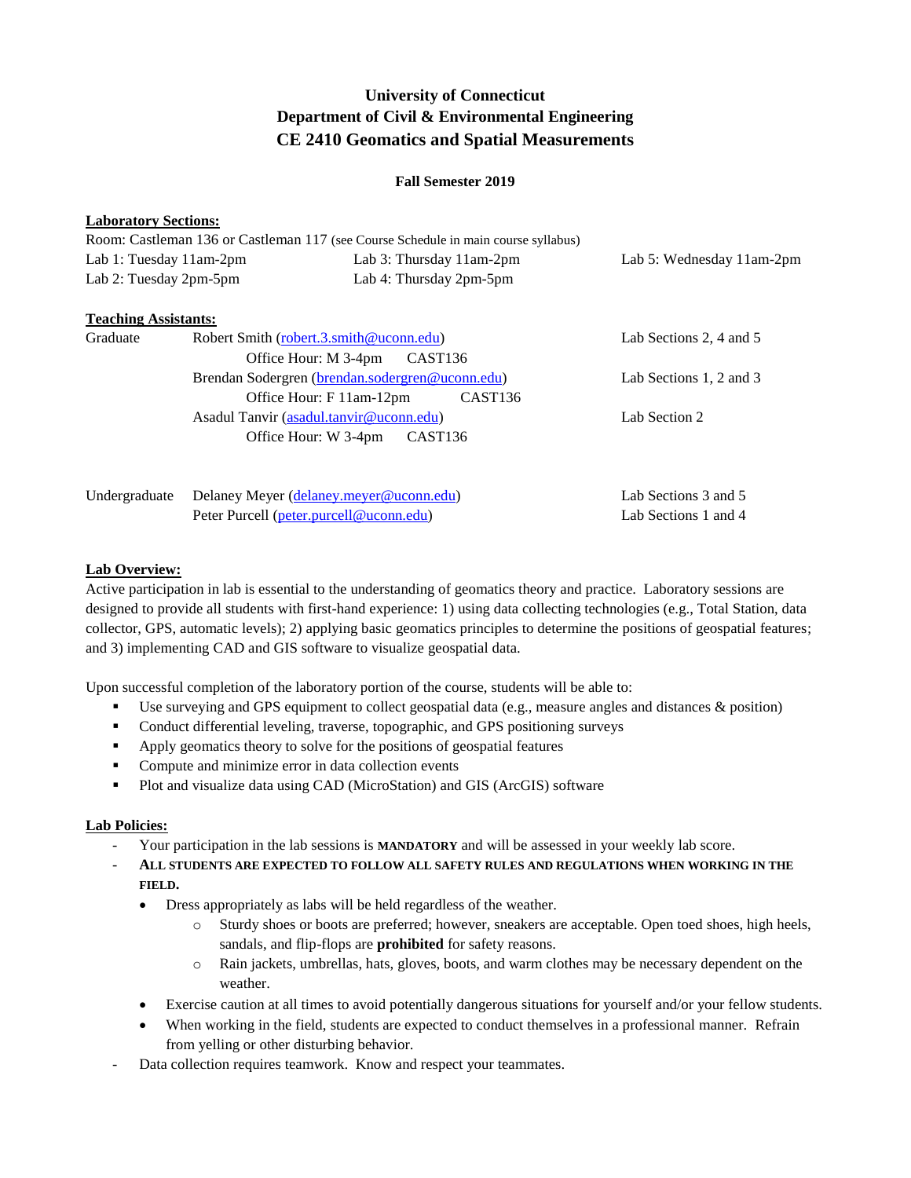# University of Connecticut
# Department of Civil & Environmental Engineering
# CE 2410 Geomatics and Spatial Measurements

**Fall Semester 2019**

**Laboratory Sections:**

Room: Castleman 136 or Castleman 117 (see Course Schedule in main course syllabus)

| | | |
|---|---|---|
| Lab 1: Tuesday 11am-2pm | Lab 3: Thursday 11am-2pm | Lab 5: Wednesday 11am-2pm |
| Lab 2: Tuesday 2pm-5pm | Lab 4: Thursday 2pm-5pm | |

**Teaching Assistants:**

| | | |
|---|---|---|
| Graduate | Robert Smith (robert.3.smith@uconn.edu) | Lab Sections 2, 4 and 5 |
| | Office Hour: M 3-4pm CAST136 | |
| | Brendan Sodergren (brendan.sodergren@uconn.edu) | Lab Sections 1, 2 and 3 |
| | Office Hour: F 11am-12pm CAST136 | |
| | Asadul Tanvir (asadul.tanvir@uconn.edu) | Lab Section 2 |
| | Office Hour: W 3-4pm CAST136 | |
| Undergraduate | Delaney Meyer (delaney.meyer@uconn.edu) | Lab Sections 3 and 5 |
| | Peter Purcell (peter.purcell@uconn.edu) | Lab Sections 1 and 4 |

**Lab Overview:**

Active participation in lab is essential to the understanding of geomatics theory and practice. Laboratory sessions are designed to provide all students with first-hand experience: 1) using data collecting technologies (e.g., Total Station, data collector, GPS, automatic levels); 2) applying basic geomatics principles to determine the positions of geospatial features; and 3) implementing CAD and GIS software to visualize geospatial data.

Upon successful completion of the laboratory portion of the course, students will be able to:

- Use surveying and GPS equipment to collect geospatial data (e.g., measure angles and distances & position)
- Conduct differential leveling, traverse, topographic, and GPS positioning surveys
- Apply geomatics theory to solve for the positions of geospatial features
- Compute and minimize error in data collection events
- Plot and visualize data using CAD (MicroStation) and GIS (ArcGIS) software

**Lab Policies:**

- Your participation in the lab sessions is **MANDATORY** and will be assessed in your weekly lab score.
- **ALL STUDENTS ARE EXPECTED TO FOLLOW ALL SAFETY RULES AND REGULATIONS WHEN WORKING IN THE FIELD.**
  - Dress appropriately as labs will be held regardless of the weather.
    - Sturdy shoes or boots are preferred; however, sneakers are acceptable. Open toed shoes, high heels, sandals, and flip-flops are **prohibited** for safety reasons.
    - Rain jackets, umbrellas, hats, gloves, boots, and warm clothes may be necessary dependent on the weather.
  - Exercise caution at all times to avoid potentially dangerous situations for yourself and/or your fellow students.
  - When working in the field, students are expected to conduct themselves in a professional manner. Refrain from yelling or other disturbing behavior.
- Data collection requires teamwork. Know and respect your teammates.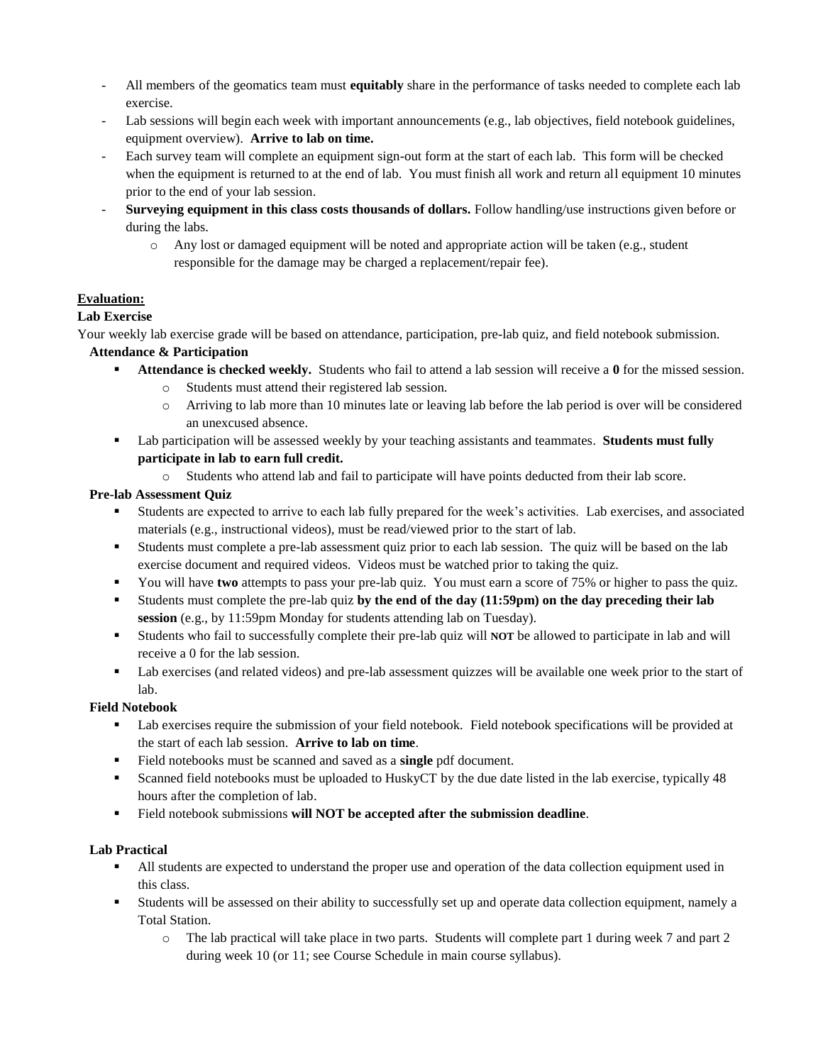- All members of the geomatics team must **equitably** share in the performance of tasks needed to complete each lab exercise.
- Lab sessions will begin each week with important announcements (e.g., lab objectives, field notebook guidelines, equipment overview). **Arrive to lab on time.**
- Each survey team will complete an equipment sign-out form at the start of each lab. This form will be checked when the equipment is returned to at the end of lab. You must finish all work and return all equipment 10 minutes prior to the end of your lab session.
- **Surveying equipment in this class costs thousands of dollars.** Follow handling/use instructions given before or during the labs.
  - Any lost or damaged equipment will be noted and appropriate action will be taken (e.g., student responsible for the damage may be charged a replacement/repair fee).

## Evaluation:

### Lab Exercise

Your weekly lab exercise grade will be based on attendance, participation, pre-lab quiz, and field notebook submission.

#### Attendance & Participation

- **Attendance is checked weekly.** Students who fail to attend a lab session will receive a **0** for the missed session.
  - Students must attend their registered lab session.
  - Arriving to lab more than 10 minutes late or leaving lab before the lab period is over will be considered an unexcused absence.
- Lab participation will be assessed weekly by your teaching assistants and teammates. **Students must fully participate in lab to earn full credit.**
  - Students who attend lab and fail to participate will have points deducted from their lab score.

#### Pre-lab Assessment Quiz

- Students are expected to arrive to each lab fully prepared for the week's activities. Lab exercises, and associated materials (e.g., instructional videos), must be read/viewed prior to the start of lab.
- Students must complete a pre-lab assessment quiz prior to each lab session. The quiz will be based on the lab exercise document and required videos. Videos must be watched prior to taking the quiz.
- You will have **two** attempts to pass your pre-lab quiz. You must earn a score of 75% or higher to pass the quiz.
- Students must complete the pre-lab quiz **by the end of the day (11:59pm) on the day preceding their lab session** (e.g., by 11:59pm Monday for students attending lab on Tuesday).
- Students who fail to successfully complete their pre-lab quiz will **NOT** be allowed to participate in lab and will receive a 0 for the lab session.
- Lab exercises (and related videos) and pre-lab assessment quizzes will be available one week prior to the start of lab.

#### Field Notebook

- Lab exercises require the submission of your field notebook. Field notebook specifications will be provided at the start of each lab session. **Arrive to lab on time**.
- Field notebooks must be scanned and saved as a **single** pdf document.
- Scanned field notebooks must be uploaded to HuskyCT by the due date listed in the lab exercise, typically 48 hours after the completion of lab.
- Field notebook submissions **will NOT be accepted after the submission deadline**.

#### Lab Practical

- All students are expected to understand the proper use and operation of the data collection equipment used in this class.
- Students will be assessed on their ability to successfully set up and operate data collection equipment, namely a Total Station.
  - The lab practical will take place in two parts. Students will complete part 1 during week 7 and part 2 during week 10 (or 11; see Course Schedule in main course syllabus).